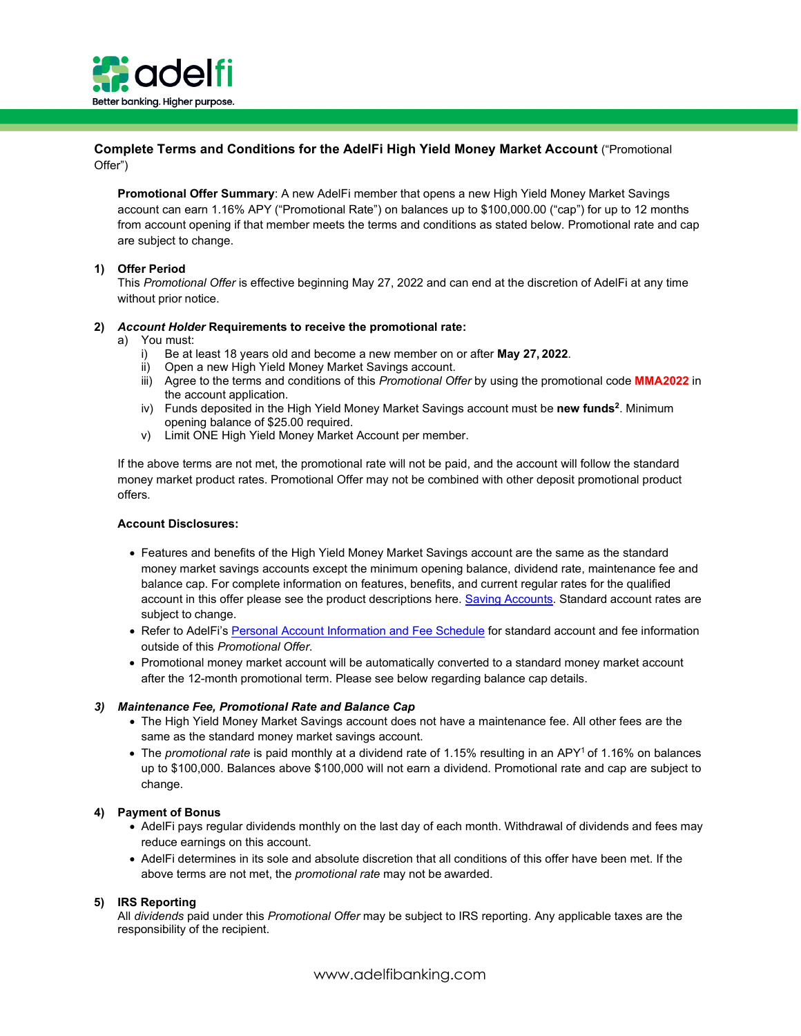**Complete Terms and Conditions for the AdelFi High Yield Money Market Account** ("Promotional Offer")

**Promotional Offer Summary**: A new AdelFi member that opens a new High Yield Money Market Savings account can earn 1.16% APY ("Promotional Rate") on balances up to $100,000.00 ("cap") for up to 12 months from account opening if that member meets the terms and conditions as stated below. Promotional rate and cap are subject to change.

**1) Offer Period**

This *Promotional Offer* is effective beginning May 27, 2022 and can end at the discretion of AdelFi at any time without prior notice.

**2) *Account Holder* Requirements to receive the promotional rate:**

a) You must:
   i) Be at least 18 years old and become a new member on or after **May 27, 2022**.
   ii) Open a new High Yield Money Market Savings account.
   iii) Agree to the terms and conditions of this *Promotional Offer* by using the promotional code **MMA2022** in the account application.
   iv) Funds deposited in the High Yield Money Market Savings account must be **new funds**[2]. Minimum opening balance of $25.00 required.
   v) Limit ONE High Yield Money Market Account per member.

If the above terms are not met, the promotional rate will not be paid, and the account will follow the standard money market product rates. Promotional Offer may not be combined with other deposit promotional product offers.

**Account Disclosures:**

- Features and benefits of the High Yield Money Market Savings account are the same as the standard money market savings accounts except the minimum opening balance, dividend rate, maintenance fee and balance cap. For complete information on features, benefits, and current regular rates for the qualified account in this offer please see the product descriptions here. Saving Accounts. Standard account rates are subject to change.
- Refer to AdelFi's Personal Account Information and Fee Schedule for standard account and fee information outside of this *Promotional Offer*.
- Promotional money market account will be automatically converted to a standard money market account after the 12-month promotional term. Please see below regarding balance cap details.

***3) Maintenance Fee, Promotional Rate and Balance Cap***

- The High Yield Money Market Savings account does not have a maintenance fee. All other fees are the same as the standard money market savings account.
- The *promotional rate* is paid monthly at a dividend rate of 1.15% resulting in an APY[1] of 1.16% on balances up to $100,000. Balances above $100,000 will not earn a dividend. Promotional rate and cap are subject to change.

**4) Payment of Bonus**

- AdelFi pays regular dividends monthly on the last day of each month. Withdrawal of dividends and fees may reduce earnings on this account.
- AdelFi determines in its sole and absolute discretion that all conditions of this offer have been met. If the above terms are not met, the *promotional rate* may not be awarded.

**5) IRS Reporting**

All *dividends* paid under this *Promotional Offer* may be subject to IRS reporting. Any applicable taxes are the responsibility of the recipient.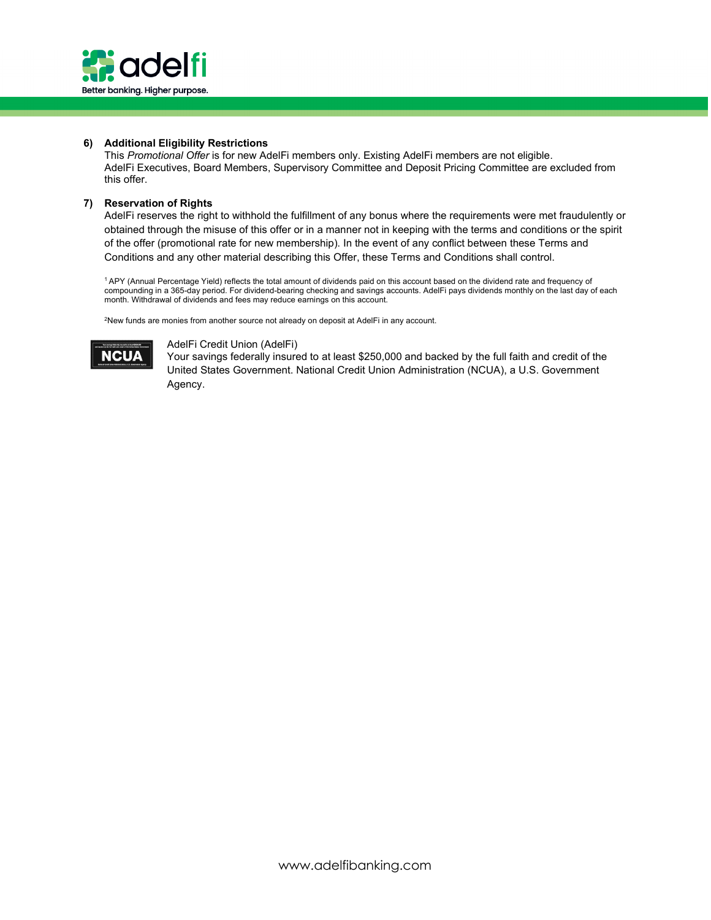6) **Additional Eligibility Restrictions**
This *Promotional Offer* is for new AdelFi members only. Existing AdelFi members are not eligible. AdelFi Executives, Board Members, Supervisory Committee and Deposit Pricing Committee are excluded from this offer.

7) **Reservation of Rights**
AdelFi reserves the right to withhold the fulfillment of any bonus where the requirements were met fraudulently or obtained through the misuse of this offer or in a manner not in keeping with the terms and conditions or the spirit of the offer (promotional rate for new membership). In the event of any conflict between these Terms and Conditions and any other material describing this Offer, these Terms and Conditions shall control.

[1] APY (Annual Percentage Yield) reflects the total amount of dividends paid on this account based on the dividend rate and frequency of compounding in a 365-day period. For dividend-bearing checking and savings accounts. AdelFi pays dividends monthly on the last day of each month. Withdrawal of dividends and fees may reduce earnings on this account.

[2]New funds are monies from another source not already on deposit at AdelFi in any account.

AdelFi Credit Union (AdelFi)
Your savings federally insured to at least $250,000 and backed by the full faith and credit of the United States Government. National Credit Union Administration (NCUA), a U.S. Government Agency.